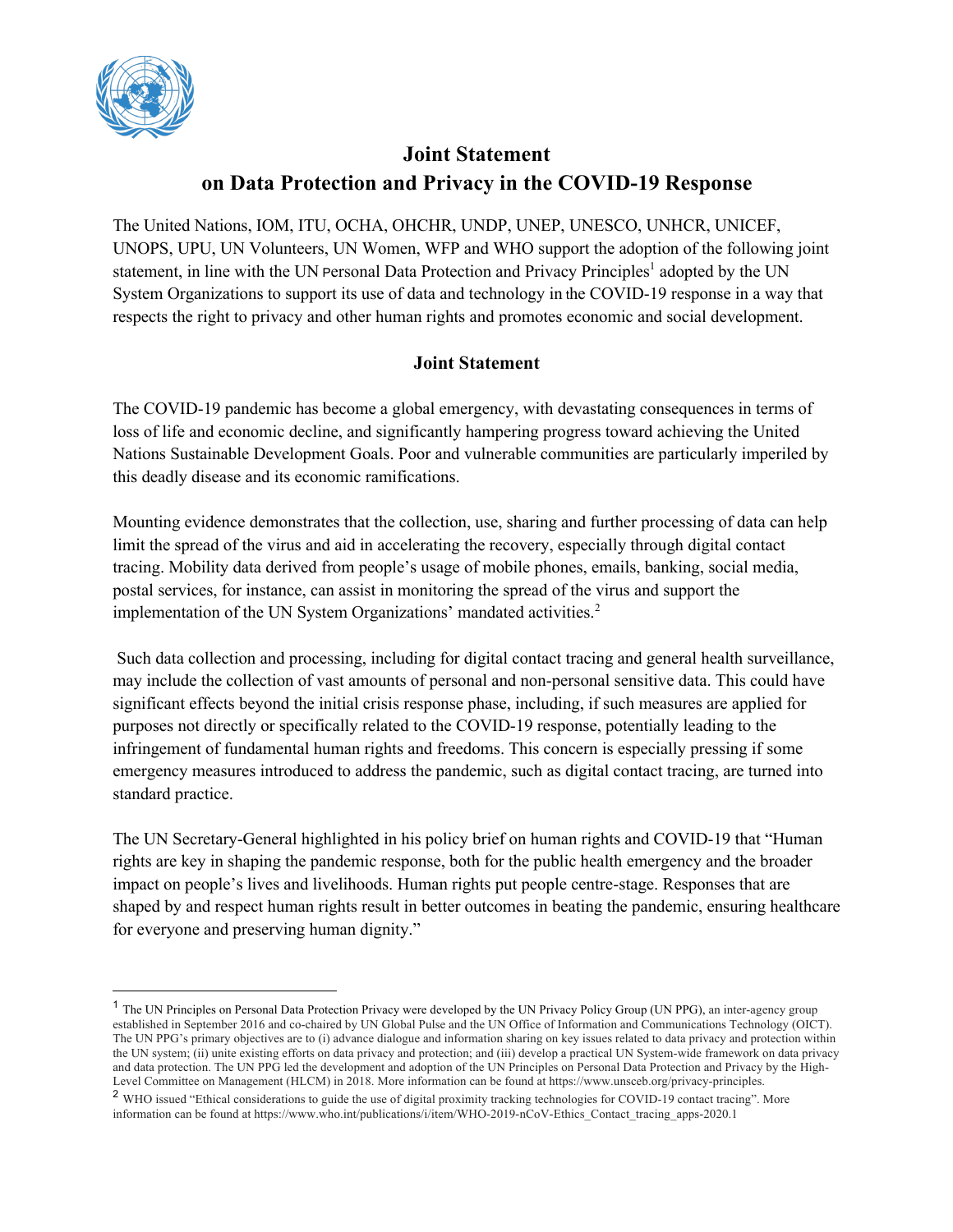# Joint Statement on Data Protection and Privacy in the COVID-19 Response

The United Nations, IOM, ITU, OCHA, OHCHR, UNDP, UNEP, UNESCO, UNHCR, UNICEF, UNOPS, UPU, UN Volunteers, UN Women, WFP and WHO support the adoption of the following joint statement, in line with the UN Personal Data Protection and Privacy Principles[1] adopted by the UN System Organizations to support its use of data and technology in the COVID-19 response in a way that respects the right to privacy and other human rights and promotes economic and social development.

## Joint Statement

The COVID-19 pandemic has become a global emergency, with devastating consequences in terms of loss of life and economic decline, and significantly hampering progress toward achieving the United Nations Sustainable Development Goals. Poor and vulnerable communities are particularly imperiled by this deadly disease and its economic ramifications.

Mounting evidence demonstrates that the collection, use, sharing and further processing of data can help limit the spread of the virus and aid in accelerating the recovery, especially through digital contact tracing. Mobility data derived from people's usage of mobile phones, emails, banking, social media, postal services, for instance, can assist in monitoring the spread of the virus and support the implementation of the UN System Organizations' mandated activities.[2]

Such data collection and processing, including for digital contact tracing and general health surveillance, may include the collection of vast amounts of personal and non-personal sensitive data. This could have significant effects beyond the initial crisis response phase, including, if such measures are applied for purposes not directly or specifically related to the COVID-19 response, potentially leading to the infringement of fundamental human rights and freedoms. This concern is especially pressing if some emergency measures introduced to address the pandemic, such as digital contact tracing, are turned into standard practice.

The UN Secretary-General highlighted in his policy brief on human rights and COVID-19 that "Human rights are key in shaping the pandemic response, both for the public health emergency and the broader impact on people's lives and livelihoods. Human rights put people centre-stage. Responses that are shaped by and respect human rights result in better outcomes in beating the pandemic, ensuring healthcare for everyone and preserving human dignity."

---

[1] The UN Principles on Personal Data Protection Privacy were developed by the UN Privacy Policy Group (UN PPG), an inter-agency group established in September 2016 and co-chaired by UN Global Pulse and the UN Office of Information and Communications Technology (OICT). The UN PPG's primary objectives are to (i) advance dialogue and information sharing on key issues related to data privacy and protection within the UN system; (ii) unite existing efforts on data privacy and protection; and (iii) develop a practical UN System-wide framework on data privacy and data protection. The UN PPG led the development and adoption of the UN Principles on Personal Data Protection and Privacy by the High-Level Committee on Management (HLCM) in 2018. More information can be found at https://www.unsceb.org/privacy-principles.

[2] WHO issued "Ethical considerations to guide the use of digital proximity tracking technologies for COVID-19 contact tracing". More information can be found at https://www.who.int/publications/i/item/WHO-2019-nCoV-Ethics_Contact_tracing_apps-2020.1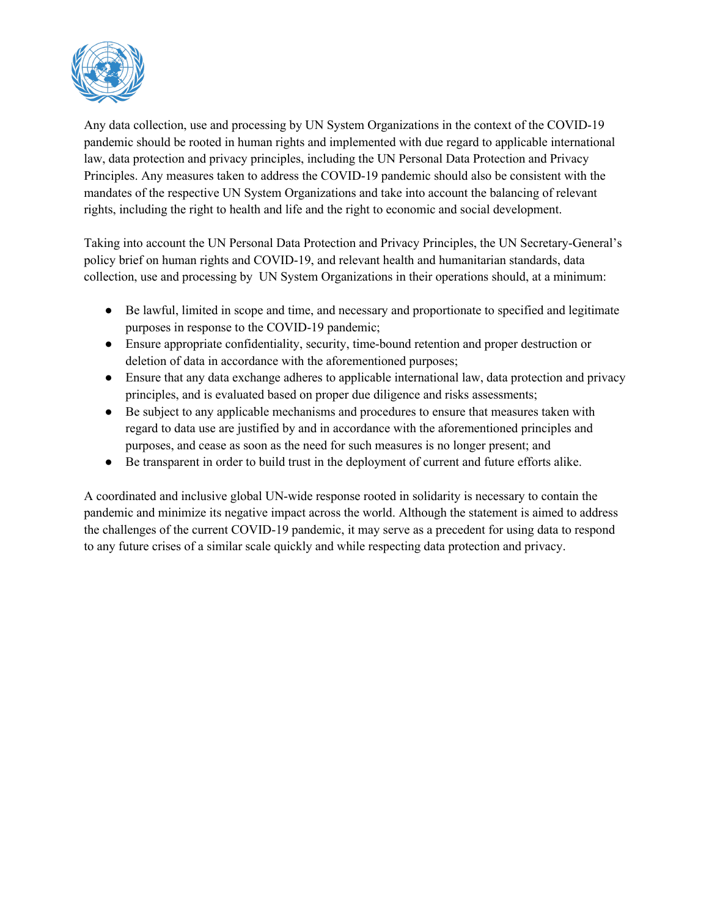Any data collection, use and processing by UN System Organizations in the context of the COVID-19 pandemic should be rooted in human rights and implemented with due regard to applicable international law, data protection and privacy principles, including the UN Personal Data Protection and Privacy Principles. Any measures taken to address the COVID-19 pandemic should also be consistent with the mandates of the respective UN System Organizations and take into account the balancing of relevant rights, including the right to health and life and the right to economic and social development.

Taking into account the UN Personal Data Protection and Privacy Principles, the UN Secretary-General's policy brief on human rights and COVID-19, and relevant health and humanitarian standards, data collection, use and processing by UN System Organizations in their operations should, at a minimum:

- Be lawful, limited in scope and time, and necessary and proportionate to specified and legitimate purposes in response to the COVID-19 pandemic;
- Ensure appropriate confidentiality, security, time-bound retention and proper destruction or deletion of data in accordance with the aforementioned purposes;
- Ensure that any data exchange adheres to applicable international law, data protection and privacy principles, and is evaluated based on proper due diligence and risks assessments;
- Be subject to any applicable mechanisms and procedures to ensure that measures taken with regard to data use are justified by and in accordance with the aforementioned principles and purposes, and cease as soon as the need for such measures is no longer present; and
- Be transparent in order to build trust in the deployment of current and future efforts alike.

A coordinated and inclusive global UN-wide response rooted in solidarity is necessary to contain the pandemic and minimize its negative impact across the world. Although the statement is aimed to address the challenges of the current COVID-19 pandemic, it may serve as a precedent for using data to respond to any future crises of a similar scale quickly and while respecting data protection and privacy.